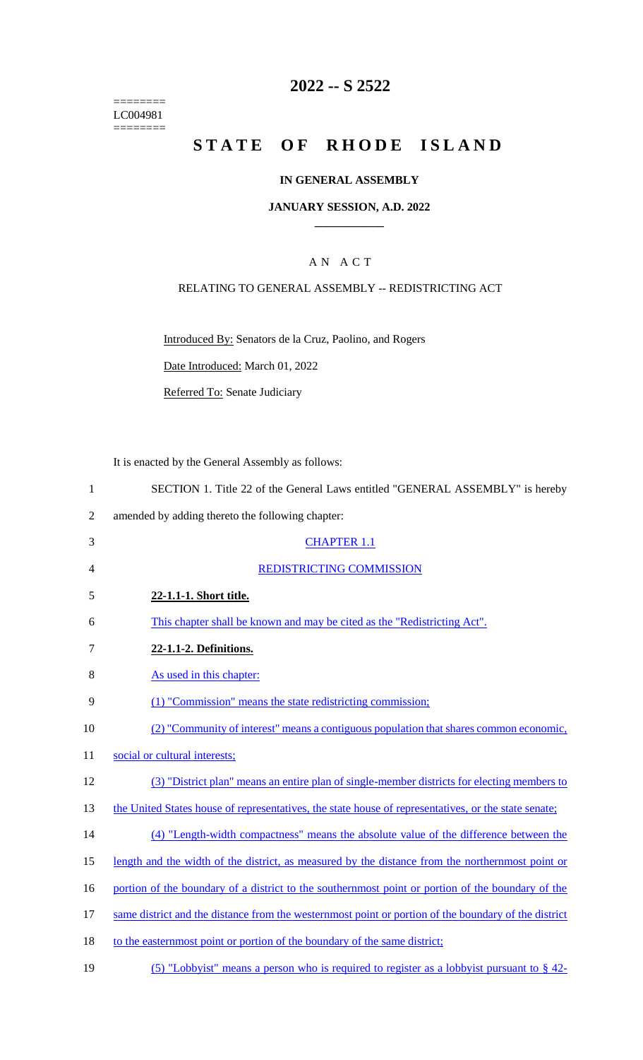========
LC004981
========

# 2022 -- S 2522

# STATE OF RHODE ISLAND

## IN GENERAL ASSEMBLY

### JANUARY SESSION, A.D. 2022

### A N A C T

RELATING TO GENERAL ASSEMBLY -- REDISTRICTING ACT

Introduced By: Senators de la Cruz, Paolino, and Rogers

Date Introduced: March 01, 2022

Referred To: Senate Judiciary

It is enacted by the General Assembly as follows:

1 SECTION 1. Title 22 of the General Laws entitled "GENERAL ASSEMBLY" is hereby
2 amended by adding thereto the following chapter:

3 CHAPTER 1.1

4 REDISTRICTING COMMISSION

5 **22-1.1-1. Short title.**

6 This chapter shall be known and may be cited as the "Redistricting Act".

7 **22-1.1-2. Definitions.**

8 As used in this chapter:

9 (1) "Commission" means the state redistricting commission;

10 (2) "Community of interest" means a contiguous population that shares common economic,
11 social or cultural interests;

12 (3) "District plan" means an entire plan of single-member districts for electing members to
13 the United States house of representatives, the state house of representatives, or the state senate;

14 (4) "Length-width compactness" means the absolute value of the difference between the
15 length and the width of the district, as measured by the distance from the northernmost point or
16 portion of the boundary of a district to the southernmost point or portion of the boundary of the
17 same district and the distance from the westernmost point or portion of the boundary of the district
18 to the easternmost point or portion of the boundary of the same district;

19 (5) "Lobbyist" means a person who is required to register as a lobbyist pursuant to § 42-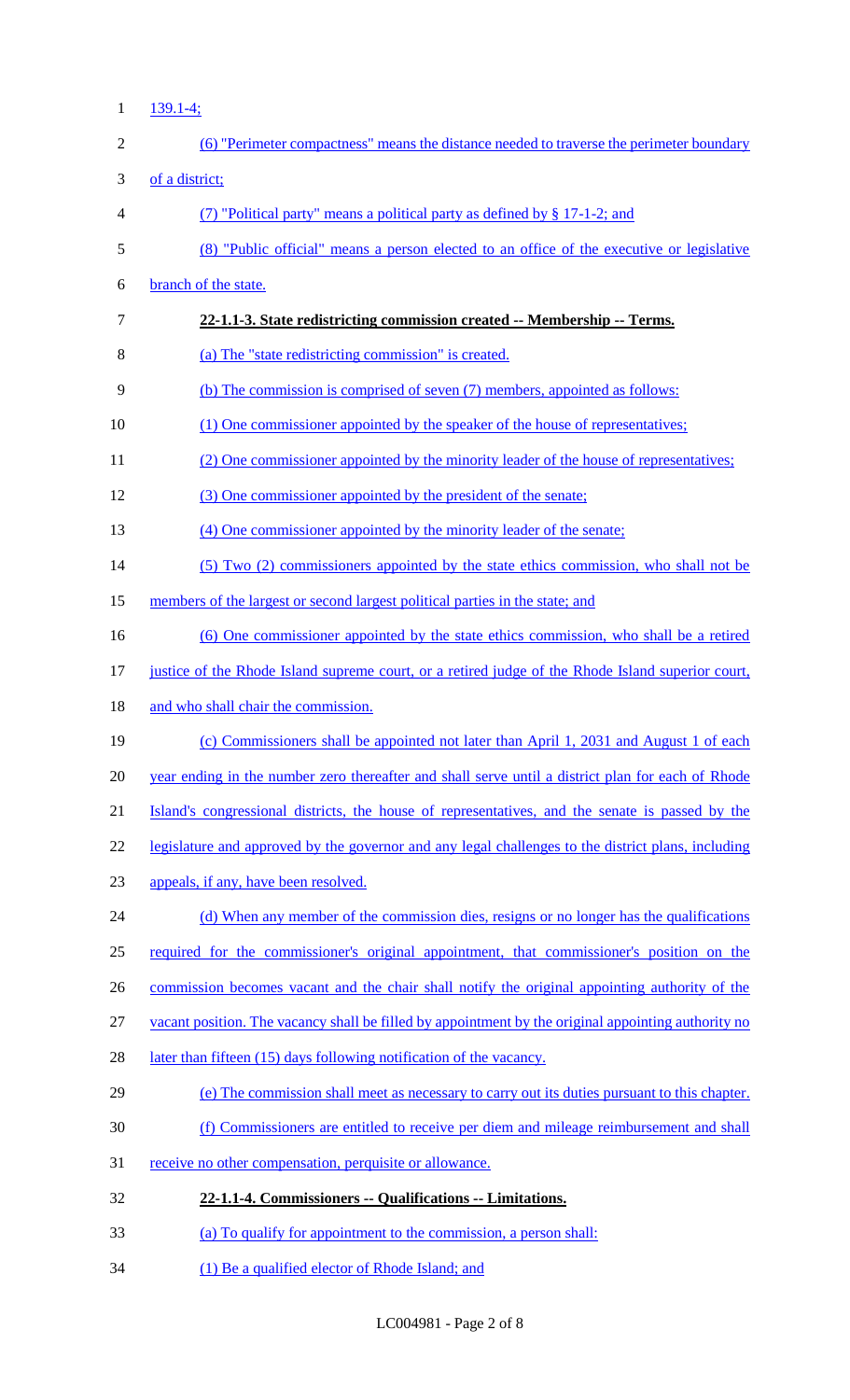139.1-4;

(6) "Perimeter compactness" means the distance needed to traverse the perimeter boundary of a district;

(7) "Political party" means a political party as defined by § 17-1-2; and

(8) "Public official" means a person elected to an office of the executive or legislative branch of the state.

**22-1.1-3. State redistricting commission created -- Membership -- Terms.**

(a) The "state redistricting commission" is created.

(b) The commission is comprised of seven (7) members, appointed as follows:

(1) One commissioner appointed by the speaker of the house of representatives;

(2) One commissioner appointed by the minority leader of the house of representatives;

(3) One commissioner appointed by the president of the senate;

(4) One commissioner appointed by the minority leader of the senate;

(5) Two (2) commissioners appointed by the state ethics commission, who shall not be members of the largest or second largest political parties in the state; and

(6) One commissioner appointed by the state ethics commission, who shall be a retired justice of the Rhode Island supreme court, or a retired judge of the Rhode Island superior court, and who shall chair the commission.

(c) Commissioners shall be appointed not later than April 1, 2031 and August 1 of each year ending in the number zero thereafter and shall serve until a district plan for each of Rhode Island's congressional districts, the house of representatives, and the senate is passed by the legislature and approved by the governor and any legal challenges to the district plans, including appeals, if any, have been resolved.

(d) When any member of the commission dies, resigns or no longer has the qualifications required for the commissioner's original appointment, that commissioner's position on the commission becomes vacant and the chair shall notify the original appointing authority of the vacant position. The vacancy shall be filled by appointment by the original appointing authority no later than fifteen (15) days following notification of the vacancy.

(e) The commission shall meet as necessary to carry out its duties pursuant to this chapter.

(f) Commissioners are entitled to receive per diem and mileage reimbursement and shall receive no other compensation, perquisite or allowance.

**22-1.1-4. Commissioners -- Qualifications -- Limitations.**

(a) To qualify for appointment to the commission, a person shall:

(1) Be a qualified elector of Rhode Island; and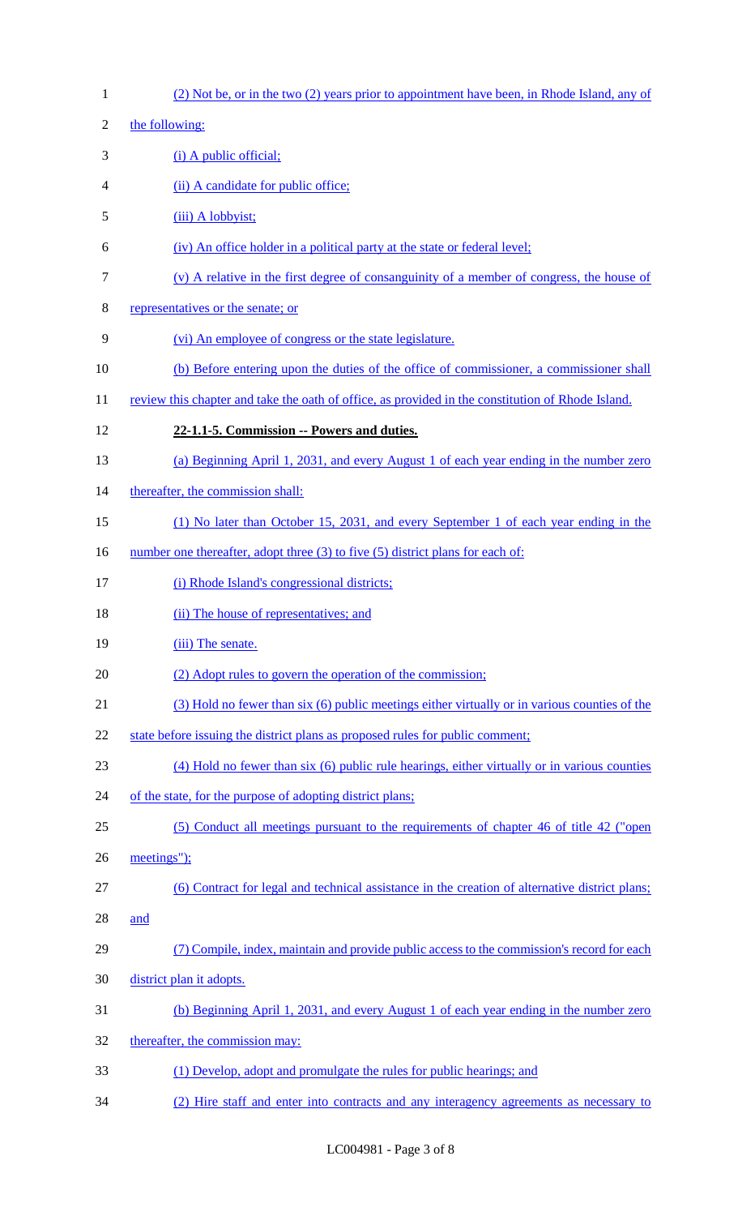(2) Not be, or in the two (2) years prior to appointment have been, in Rhode Island, any of the following:

(i) A public official;

(ii) A candidate for public office;

(iii) A lobbyist;

(iv) An office holder in a political party at the state or federal level;

(v) A relative in the first degree of consanguinity of a member of congress, the house of representatives or the senate; or

(vi) An employee of congress or the state legislature.

(b) Before entering upon the duties of the office of commissioner, a commissioner shall review this chapter and take the oath of office, as provided in the constitution of Rhode Island.

**22-1.1-5. Commission -- Powers and duties.**

(a) Beginning April 1, 2031, and every August 1 of each year ending in the number zero thereafter, the commission shall:

(1) No later than October 15, 2031, and every September 1 of each year ending in the number one thereafter, adopt three (3) to five (5) district plans for each of:

(i) Rhode Island's congressional districts;

(ii) The house of representatives; and

(iii) The senate.

(2) Adopt rules to govern the operation of the commission;

(3) Hold no fewer than six (6) public meetings either virtually or in various counties of the state before issuing the district plans as proposed rules for public comment;

(4) Hold no fewer than six (6) public rule hearings, either virtually or in various counties of the state, for the purpose of adopting district plans;

(5) Conduct all meetings pursuant to the requirements of chapter 46 of title 42 ("open meetings");

(6) Contract for legal and technical assistance in the creation of alternative district plans; and

(7) Compile, index, maintain and provide public access to the commission's record for each district plan it adopts.

(b) Beginning April 1, 2031, and every August 1 of each year ending in the number zero thereafter, the commission may:

(1) Develop, adopt and promulgate the rules for public hearings; and

(2) Hire staff and enter into contracts and any interagency agreements as necessary to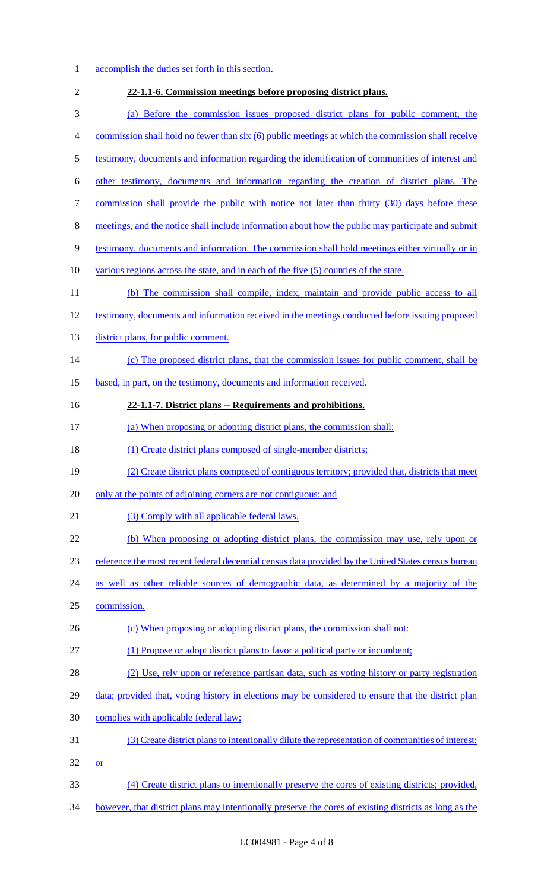accomplish the duties set forth in this section.

**22-1.1-6. Commission meetings before proposing district plans.**

(a) Before the commission issues proposed district plans for public comment, the commission shall hold no fewer than six (6) public meetings at which the commission shall receive testimony, documents and information regarding the identification of communities of interest and other testimony, documents and information regarding the creation of district plans. The commission shall provide the public with notice not later than thirty (30) days before these meetings, and the notice shall include information about how the public may participate and submit testimony, documents and information. The commission shall hold meetings either virtually or in various regions across the state, and in each of the five (5) counties of the state.

(b) The commission shall compile, index, maintain and provide public access to all testimony, documents and information received in the meetings conducted before issuing proposed district plans, for public comment.

(c) The proposed district plans, that the commission issues for public comment, shall be based, in part, on the testimony, documents and information received.

**22-1.1-7. District plans -- Requirements and prohibitions.**

(a) When proposing or adopting district plans, the commission shall:

(1) Create district plans composed of single-member districts;

(2) Create district plans composed of contiguous territory; provided that, districts that meet only at the points of adjoining corners are not contiguous; and

(3) Comply with all applicable federal laws.

(b) When proposing or adopting district plans, the commission may use, rely upon or reference the most recent federal decennial census data provided by the United States census bureau as well as other reliable sources of demographic data, as determined by a majority of the commission.

(c) When proposing or adopting district plans, the commission shall not:

(1) Propose or adopt district plans to favor a political party or incumbent;

(2) Use, rely upon or reference partisan data, such as voting history or party registration data; provided that, voting history in elections may be considered to ensure that the district plan complies with applicable federal law;

(3) Create district plans to intentionally dilute the representation of communities of interest; or

(4) Create district plans to intentionally preserve the cores of existing districts; provided, however, that district plans may intentionally preserve the cores of existing districts as long as the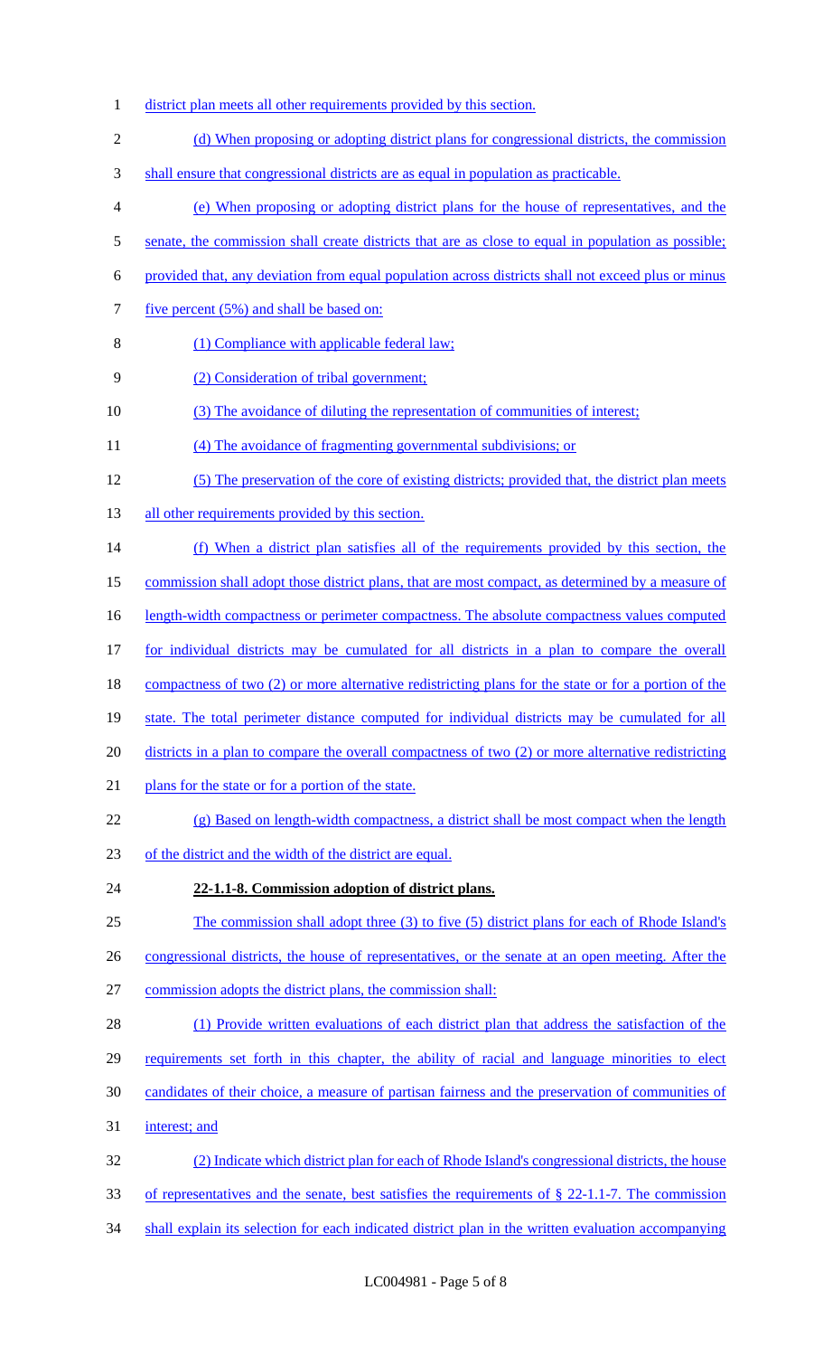district plan meets all other requirements provided by this section.

(d) When proposing or adopting district plans for congressional districts, the commission shall ensure that congressional districts are as equal in population as practicable.

(e) When proposing or adopting district plans for the house of representatives, and the senate, the commission shall create districts that are as close to equal in population as possible; provided that, any deviation from equal population across districts shall not exceed plus or minus five percent (5%) and shall be based on:

(1) Compliance with applicable federal law;

(2) Consideration of tribal government;

(3) The avoidance of diluting the representation of communities of interest;

(4) The avoidance of fragmenting governmental subdivisions; or

(5) The preservation of the core of existing districts; provided that, the district plan meets all other requirements provided by this section.

(f) When a district plan satisfies all of the requirements provided by this section, the commission shall adopt those district plans, that are most compact, as determined by a measure of length-width compactness or perimeter compactness. The absolute compactness values computed for individual districts may be cumulated for all districts in a plan to compare the overall compactness of two (2) or more alternative redistricting plans for the state or for a portion of the state. The total perimeter distance computed for individual districts may be cumulated for all districts in a plan to compare the overall compactness of two (2) or more alternative redistricting plans for the state or for a portion of the state.

(g) Based on length-width compactness, a district shall be most compact when the length of the district and the width of the district are equal.

**22-1.1-8. Commission adoption of district plans.**

The commission shall adopt three (3) to five (5) district plans for each of Rhode Island's congressional districts, the house of representatives, or the senate at an open meeting. After the commission adopts the district plans, the commission shall:

(1) Provide written evaluations of each district plan that address the satisfaction of the requirements set forth in this chapter, the ability of racial and language minorities to elect candidates of their choice, a measure of partisan fairness and the preservation of communities of interest; and

(2) Indicate which district plan for each of Rhode Island's congressional districts, the house of representatives and the senate, best satisfies the requirements of § 22-1.1-7. The commission shall explain its selection for each indicated district plan in the written evaluation accompanying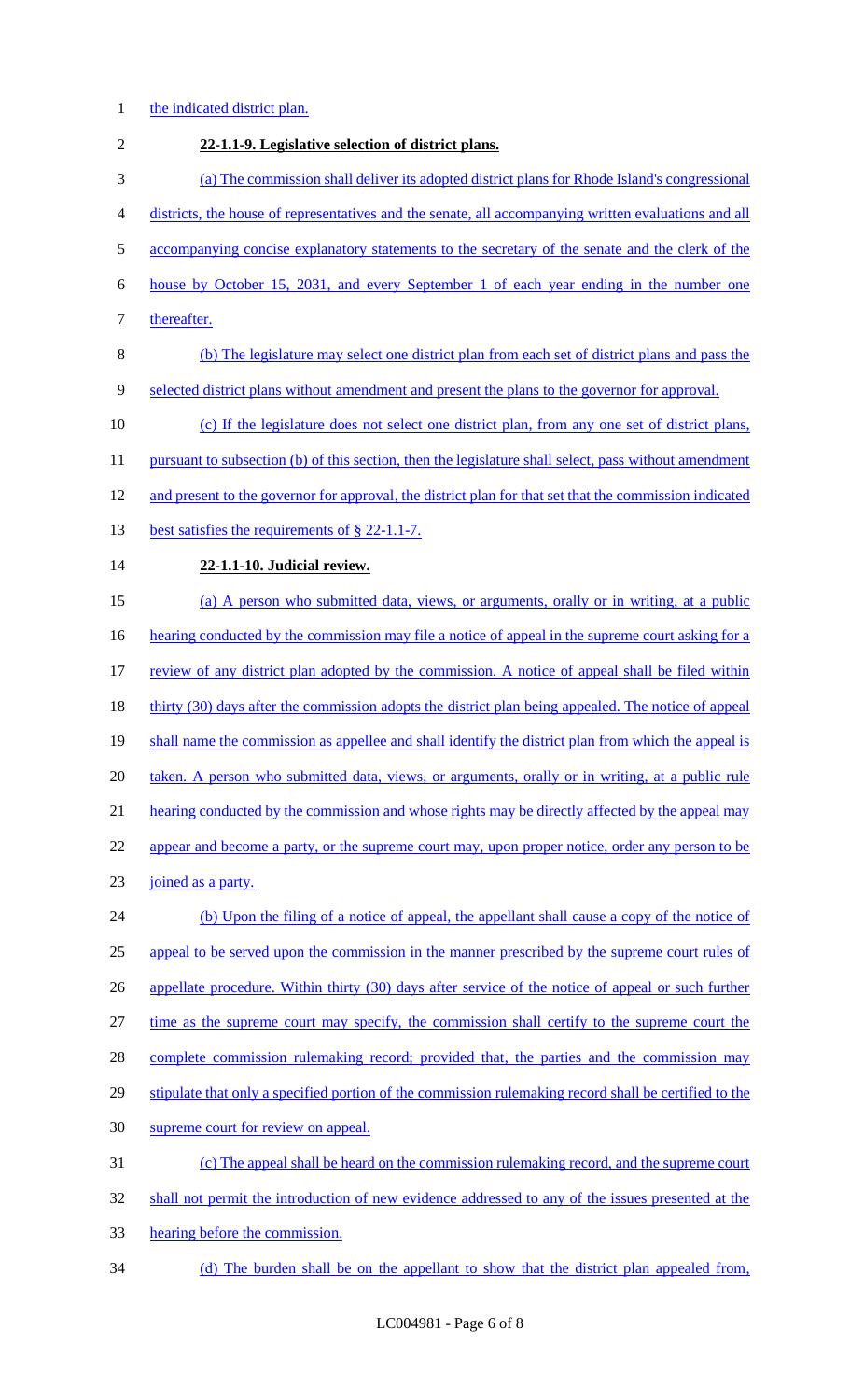the indicated district plan.

**22-1.1-9. Legislative selection of district plans.**

(a) The commission shall deliver its adopted district plans for Rhode Island's congressional districts, the house of representatives and the senate, all accompanying written evaluations and all accompanying concise explanatory statements to the secretary of the senate and the clerk of the house by October 15, 2031, and every September 1 of each year ending in the number one thereafter.

(b) The legislature may select one district plan from each set of district plans and pass the selected district plans without amendment and present the plans to the governor for approval.

(c) If the legislature does not select one district plan, from any one set of district plans, pursuant to subsection (b) of this section, then the legislature shall select, pass without amendment and present to the governor for approval, the district plan for that set that the commission indicated best satisfies the requirements of § 22-1.1-7.

**22-1.1-10. Judicial review.**

(a) A person who submitted data, views, or arguments, orally or in writing, at a public hearing conducted by the commission may file a notice of appeal in the supreme court asking for a review of any district plan adopted by the commission. A notice of appeal shall be filed within thirty (30) days after the commission adopts the district plan being appealed. The notice of appeal shall name the commission as appellee and shall identify the district plan from which the appeal is taken. A person who submitted data, views, or arguments, orally or in writing, at a public rule hearing conducted by the commission and whose rights may be directly affected by the appeal may appear and become a party, or the supreme court may, upon proper notice, order any person to be joined as a party.

(b) Upon the filing of a notice of appeal, the appellant shall cause a copy of the notice of appeal to be served upon the commission in the manner prescribed by the supreme court rules of appellate procedure. Within thirty (30) days after service of the notice of appeal or such further time as the supreme court may specify, the commission shall certify to the supreme court the complete commission rulemaking record; provided that, the parties and the commission may stipulate that only a specified portion of the commission rulemaking record shall be certified to the supreme court for review on appeal.

(c) The appeal shall be heard on the commission rulemaking record, and the supreme court shall not permit the introduction of new evidence addressed to any of the issues presented at the hearing before the commission.

(d) The burden shall be on the appellant to show that the district plan appealed from,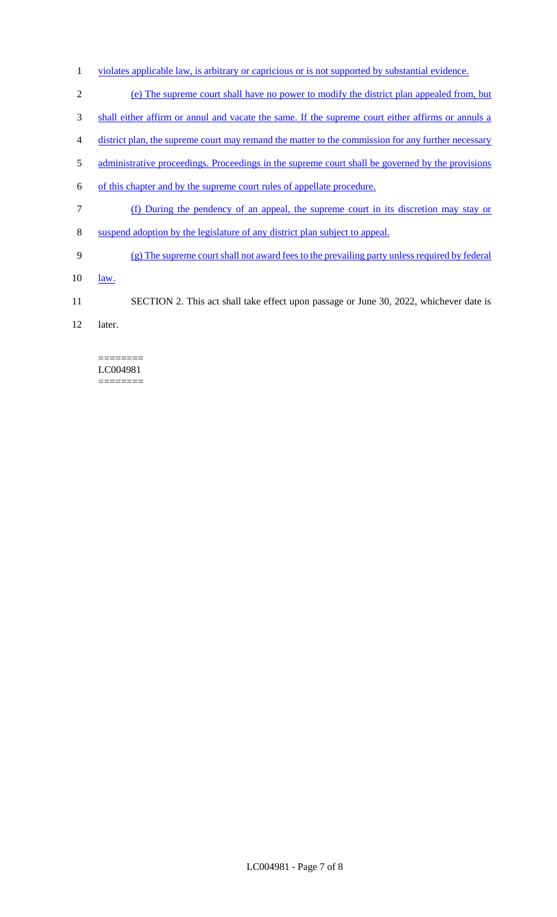violates applicable law, is arbitrary or capricious or is not supported by substantial evidence.

(e) The supreme court shall have no power to modify the district plan appealed from, but shall either affirm or annul and vacate the same. If the supreme court either affirms or annuls a district plan, the supreme court may remand the matter to the commission for any further necessary administrative proceedings. Proceedings in the supreme court shall be governed by the provisions of this chapter and by the supreme court rules of appellate procedure.

(f) During the pendency of an appeal, the supreme court in its discretion may stay or suspend adoption by the legislature of any district plan subject to appeal.

(g) The supreme court shall not award fees to the prevailing party unless required by federal law.

SECTION 2. This act shall take effect upon passage or June 30, 2022, whichever date is later.

========
LC004981
========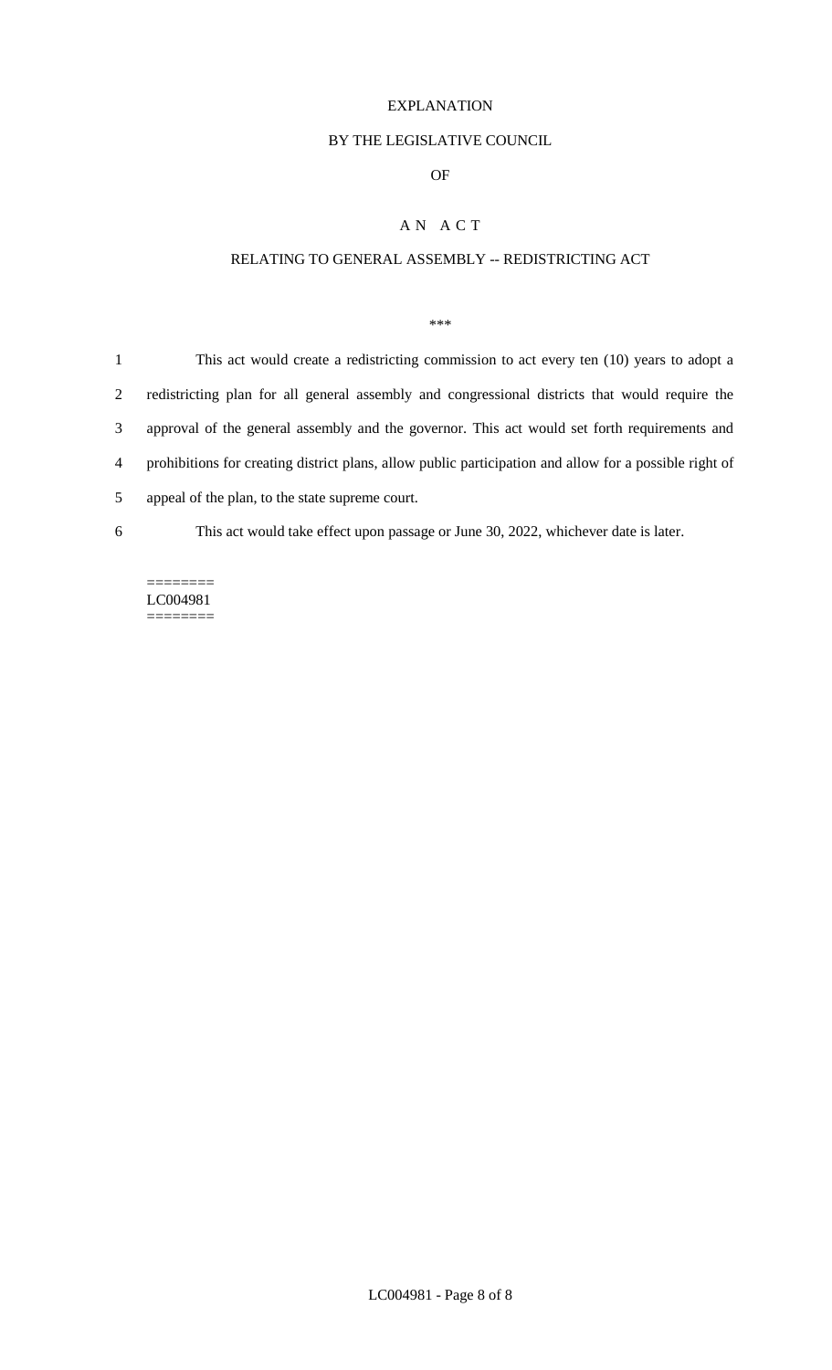EXPLANATION

BY THE LEGISLATIVE COUNCIL

OF

A N A C T

RELATING TO GENERAL ASSEMBLY -- REDISTRICTING ACT

\*\*\*

This act would create a redistricting commission to act every ten (10) years to adopt a redistricting plan for all general assembly and congressional districts that would require the approval of the general assembly and the governor. This act would set forth requirements and prohibitions for creating district plans, allow public participation and allow for a possible right of appeal of the plan, to the state supreme court.

This act would take effect upon passage or June 30, 2022, whichever date is later.

========
LC004981
========